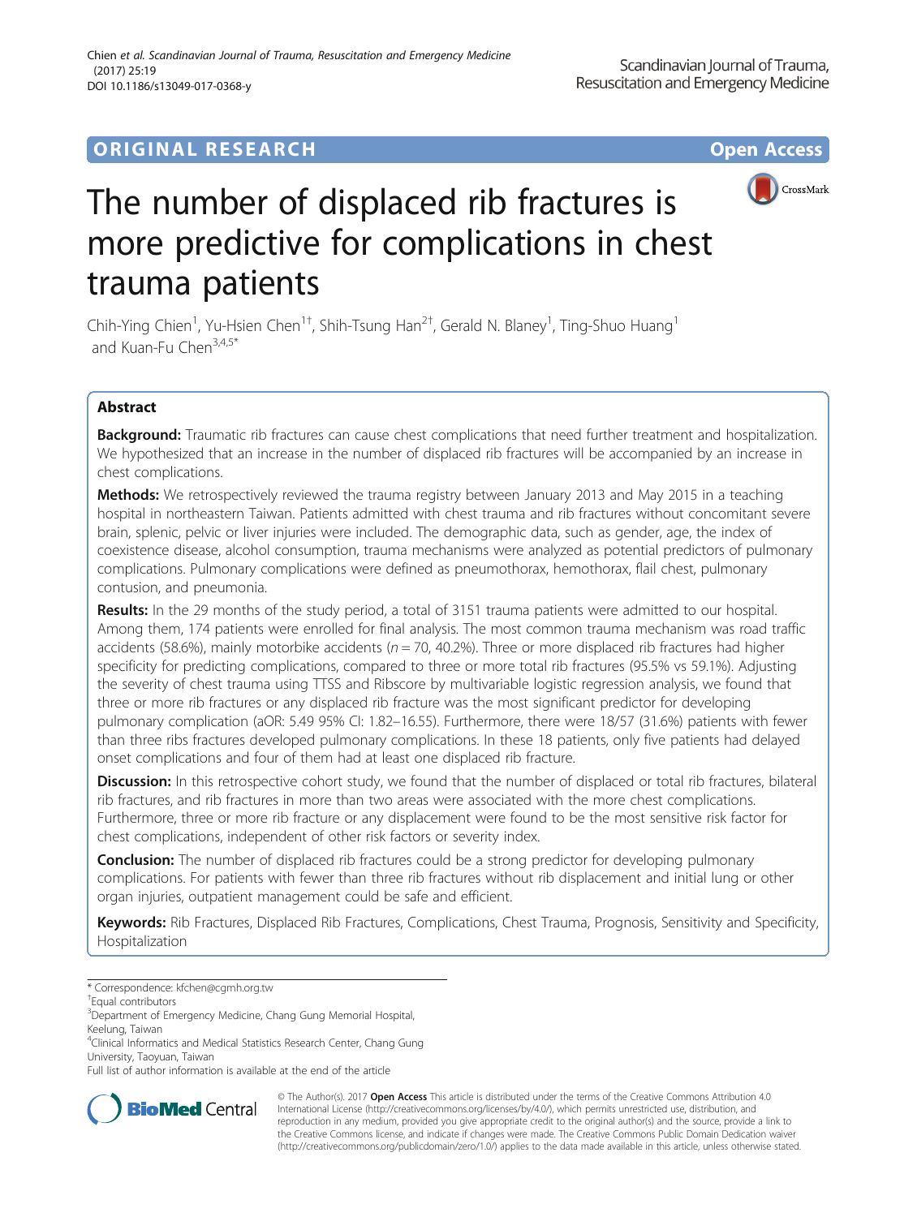**ORIGINAL RESEARCH** **Open Access**

# The number of displaced rib fractures is more predictive for complications in chest trauma patients

Chih-Ying Chien[1], Yu-Hsien Chen[1†], Shih-Tsung Han[2†], Gerald N. Blaney[1], Ting-Shuo Huang[1] and Kuan-Fu Chen[3,4,5*]

## Abstract

**Background:** Traumatic rib fractures can cause chest complications that need further treatment and hospitalization. We hypothesized that an increase in the number of displaced rib fractures will be accompanied by an increase in chest complications.

**Methods:** We retrospectively reviewed the trauma registry between January 2013 and May 2015 in a teaching hospital in northeastern Taiwan. Patients admitted with chest trauma and rib fractures without concomitant severe brain, splenic, pelvic or liver injuries were included. The demographic data, such as gender, age, the index of coexistence disease, alcohol consumption, trauma mechanisms were analyzed as potential predictors of pulmonary complications. Pulmonary complications were defined as pneumothorax, hemothorax, flail chest, pulmonary contusion, and pneumonia.

**Results:** In the 29 months of the study period, a total of 3151 trauma patients were admitted to our hospital. Among them, 174 patients were enrolled for final analysis. The most common trauma mechanism was road traffic accidents (58.6%), mainly motorbike accidents ($n = 70$, 40.2%). Three or more displaced rib fractures had higher specificity for predicting complications, compared to three or more total rib fractures (95.5% vs 59.1%). Adjusting the severity of chest trauma using TTSS and Ribscore by multivariable logistic regression analysis, we found that three or more rib fractures or any displaced rib fracture was the most significant predictor for developing pulmonary complication (aOR: 5.49 95% CI: 1.82–16.55). Furthermore, there were 18/57 (31.6%) patients with fewer than three ribs fractures developed pulmonary complications. In these 18 patients, only five patients had delayed onset complications and four of them had at least one displaced rib fracture.

**Discussion:** In this retrospective cohort study, we found that the number of displaced or total rib fractures, bilateral rib fractures, and rib fractures in more than two areas were associated with the more chest complications. Furthermore, three or more rib fracture or any displacement were found to be the most sensitive risk factor for chest complications, independent of other risk factors or severity index.

**Conclusion:** The number of displaced rib fractures could be a strong predictor for developing pulmonary complications. For patients with fewer than three rib fractures without rib displacement and initial lung or other organ injuries, outpatient management could be safe and efficient.

**Keywords:** Rib Fractures, Displaced Rib Fractures, Complications, Chest Trauma, Prognosis, Sensitivity and Specificity, Hospitalization

---

* Correspondence: kfchen@cgmh.org.tw
† Equal contributors
[3] Department of Emergency Medicine, Chang Gung Memorial Hospital, Keelung, Taiwan
[4] Clinical Informatics and Medical Statistics Research Center, Chang Gung University, Taoyuan, Taiwan
Full list of author information is available at the end of the article

© The Author(s). 2017 **Open Access** This article is distributed under the terms of the Creative Commons Attribution 4.0 International License (http://creativecommons.org/licenses/by/4.0/), which permits unrestricted use, distribution, and reproduction in any medium, provided you give appropriate credit to the original author(s) and the source, provide a link to the Creative Commons license, and indicate if changes were made. The Creative Commons Public Domain Dedication waiver (http://creativecommons.org/publicdomain/zero/1.0/) applies to the data made available in this article, unless otherwise stated.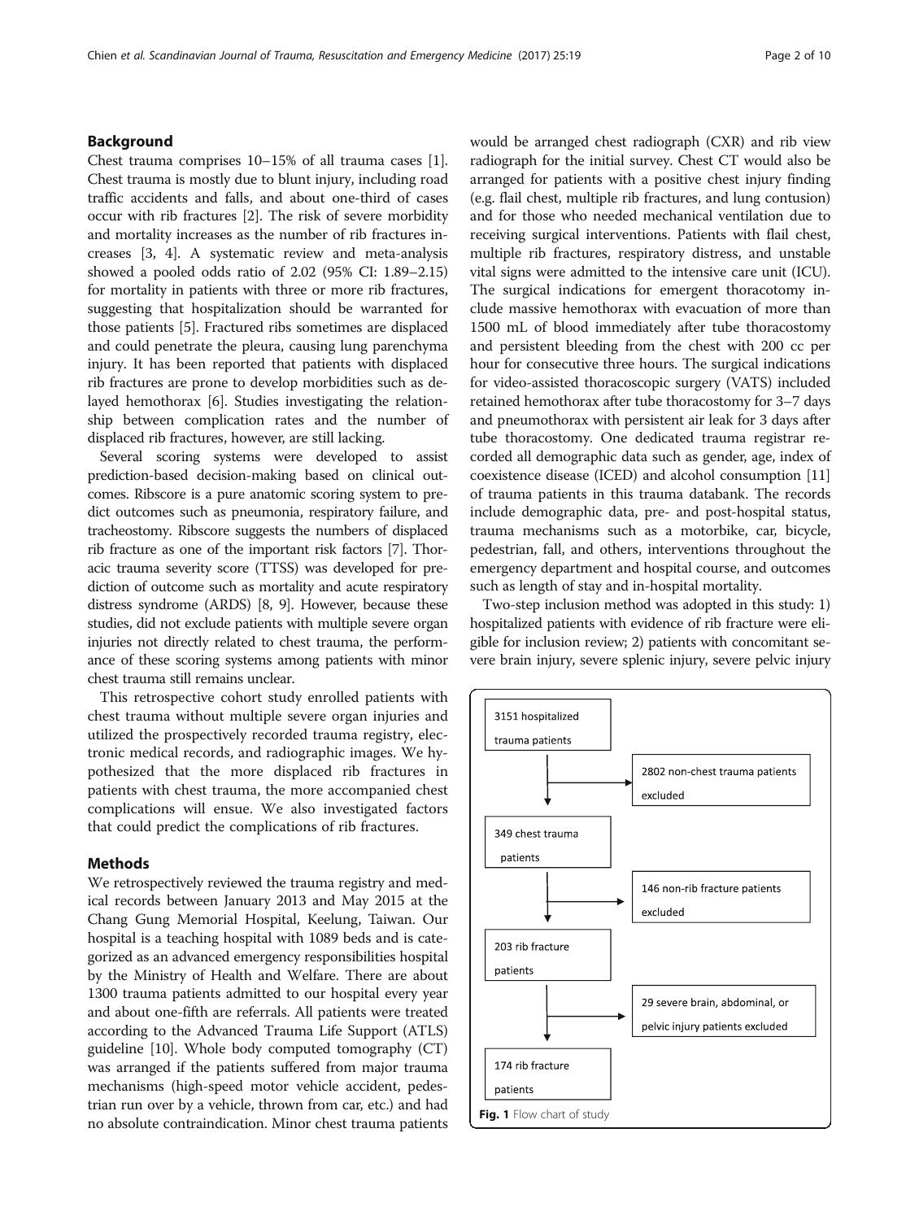## Background

Chest trauma comprises 10–15% of all trauma cases [1]. Chest trauma is mostly due to blunt injury, including road traffic accidents and falls, and about one-third of cases occur with rib fractures [2]. The risk of severe morbidity and mortality increases as the number of rib fractures increases [3, 4]. A systematic review and meta-analysis showed a pooled odds ratio of 2.02 (95% CI: 1.89–2.15) for mortality in patients with three or more rib fractures, suggesting that hospitalization should be warranted for those patients [5]. Fractured ribs sometimes are displaced and could penetrate the pleura, causing lung parenchyma injury. It has been reported that patients with displaced rib fractures are prone to develop morbidities such as delayed hemothorax [6]. Studies investigating the relationship between complication rates and the number of displaced rib fractures, however, are still lacking.

Several scoring systems were developed to assist prediction-based decision-making based on clinical outcomes. Ribscore is a pure anatomic scoring system to predict outcomes such as pneumonia, respiratory failure, and tracheostomy. Ribscore suggests the numbers of displaced rib fracture as one of the important risk factors [7]. Thoracic trauma severity score (TTSS) was developed for prediction of outcome such as mortality and acute respiratory distress syndrome (ARDS) [8, 9]. However, because these studies, did not exclude patients with multiple severe organ injuries not directly related to chest trauma, the performance of these scoring systems among patients with minor chest trauma still remains unclear.

This retrospective cohort study enrolled patients with chest trauma without multiple severe organ injuries and utilized the prospectively recorded trauma registry, electronic medical records, and radiographic images. We hypothesized that the more displaced rib fractures in patients with chest trauma, the more accompanied chest complications will ensue. We also investigated factors that could predict the complications of rib fractures.

## Methods

We retrospectively reviewed the trauma registry and medical records between January 2013 and May 2015 at the Chang Gung Memorial Hospital, Keelung, Taiwan. Our hospital is a teaching hospital with 1089 beds and is categorized as an advanced emergency responsibilities hospital by the Ministry of Health and Welfare. There are about 1300 trauma patients admitted to our hospital every year and about one-fifth are referrals. All patients were treated according to the Advanced Trauma Life Support (ATLS) guideline [10]. Whole body computed tomography (CT) was arranged if the patients suffered from major trauma mechanisms (high-speed motor vehicle accident, pedestrian run over by a vehicle, thrown from car, etc.) and had no absolute contraindication. Minor chest trauma patients would be arranged chest radiograph (CXR) and rib view radiograph for the initial survey. Chest CT would also be arranged for patients with a positive chest injury finding (e.g. flail chest, multiple rib fractures, and lung contusion) and for those who needed mechanical ventilation due to receiving surgical interventions. Patients with flail chest, multiple rib fractures, respiratory distress, and unstable vital signs were admitted to the intensive care unit (ICU). The surgical indications for emergent thoracotomy include massive hemothorax with evacuation of more than 1500 mL of blood immediately after tube thoracostomy and persistent bleeding from the chest with 200 cc per hour for consecutive three hours. The surgical indications for video-assisted thoracoscopic surgery (VATS) included retained hemothorax after tube thoracostomy for 3–7 days and pneumothorax with persistent air leak for 3 days after tube thoracostomy. One dedicated trauma registrar recorded all demographic data such as gender, age, index of coexistence disease (ICED) and alcohol consumption [11] of trauma patients in this trauma databank. The records include demographic data, pre- and post-hospital status, trauma mechanisms such as a motorbike, car, bicycle, pedestrian, fall, and others, interventions throughout the emergency department and hospital course, and outcomes such as length of stay and in-hospital mortality.

Two-step inclusion method was adopted in this study: 1) hospitalized patients with evidence of rib fracture were eligible for inclusion review; 2) patients with concomitant severe brain injury, severe splenic injury, severe pelvic injury

3151 hospitalized trauma patients → 2802 non-chest trauma patients excluded → 349 chest trauma patients → 146 non-rib fracture patients excluded → 203 rib fracture patients → 29 severe brain, abdominal, or pelvic injury patients excluded → 174 rib fracture patients

**Fig. 1** Flow chart of study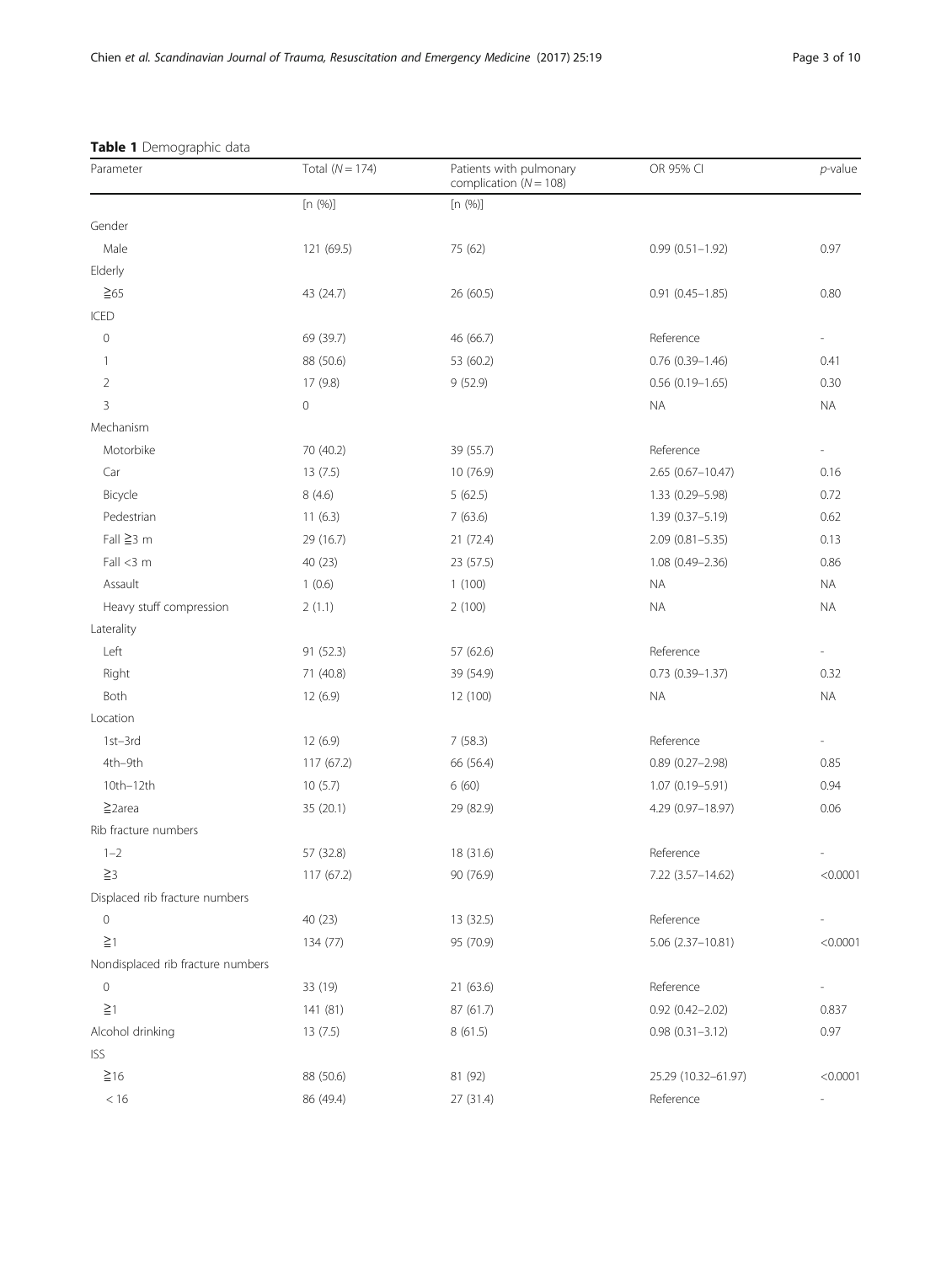**Table 1** Demographic data

| Parameter | Total ($N = 174$) | Patients with pulmonary complication ($N = 108$) | OR 95% CI | *p*-value |
|---|---|---|---|---|
| | [n (%)] | [n (%)] | | |
| Gender | | | | |
| Male | 121 (69.5) | 75 (62) | 0.99 (0.51–1.92) | 0.97 |
| Elderly | | | | |
| ≧65 | 43 (24.7) | 26 (60.5) | 0.91 (0.45–1.85) | 0.80 |
| ICED | | | | |
| 0 | 69 (39.7) | 46 (66.7) | Reference | - |
| 1 | 88 (50.6) | 53 (60.2) | 0.76 (0.39–1.46) | 0.41 |
| 2 | 17 (9.8) | 9 (52.9) | 0.56 (0.19–1.65) | 0.30 |
| 3 | 0 | | NA | NA |
| Mechanism | | | | |
| Motorbike | 70 (40.2) | 39 (55.7) | Reference | - |
| Car | 13 (7.5) | 10 (76.9) | 2.65 (0.67–10.47) | 0.16 |
| Bicycle | 8 (4.6) | 5 (62.5) | 1.33 (0.29–5.98) | 0.72 |
| Pedestrian | 11 (6.3) | 7 (63.6) | 1.39 (0.37–5.19) | 0.62 |
| Fall ≧3 m | 29 (16.7) | 21 (72.4) | 2.09 (0.81–5.35) | 0.13 |
| Fall <3 m | 40 (23) | 23 (57.5) | 1.08 (0.49–2.36) | 0.86 |
| Assault | 1 (0.6) | 1 (100) | NA | NA |
| Heavy stuff compression | 2 (1.1) | 2 (100) | NA | NA |
| Laterality | | | | |
| Left | 91 (52.3) | 57 (62.6) | Reference | - |
| Right | 71 (40.8) | 39 (54.9) | 0.73 (0.39–1.37) | 0.32 |
| Both | 12 (6.9) | 12 (100) | NA | NA |
| Location | | | | |
| 1st–3rd | 12 (6.9) | 7 (58.3) | Reference | - |
| 4th–9th | 117 (67.2) | 66 (56.4) | 0.89 (0.27–2.98) | 0.85 |
| 10th–12th | 10 (5.7) | 6 (60) | 1.07 (0.19–5.91) | 0.94 |
| ≧2area | 35 (20.1) | 29 (82.9) | 4.29 (0.97–18.97) | 0.06 |
| Rib fracture numbers | | | | |
| 1–2 | 57 (32.8) | 18 (31.6) | Reference | - |
| ≧3 | 117 (67.2) | 90 (76.9) | 7.22 (3.57–14.62) | <0.0001 |
| Displaced rib fracture numbers | | | | |
| 0 | 40 (23) | 13 (32.5) | Reference | - |
| ≧1 | 134 (77) | 95 (70.9) | 5.06 (2.37–10.81) | <0.0001 |
| Nondisplaced rib fracture numbers | | | | |
| 0 | 33 (19) | 21 (63.6) | Reference | - |
| ≧1 | 141 (81) | 87 (61.7) | 0.92 (0.42–2.02) | 0.837 |
| Alcohol drinking | 13 (7.5) | 8 (61.5) | 0.98 (0.31–3.12) | 0.97 |
| ISS | | | | |
| ≧16 | 88 (50.6) | 81 (92) | 25.29 (10.32–61.97) | <0.0001 |
| < 16 | 86 (49.4) | 27 (31.4) | Reference | - |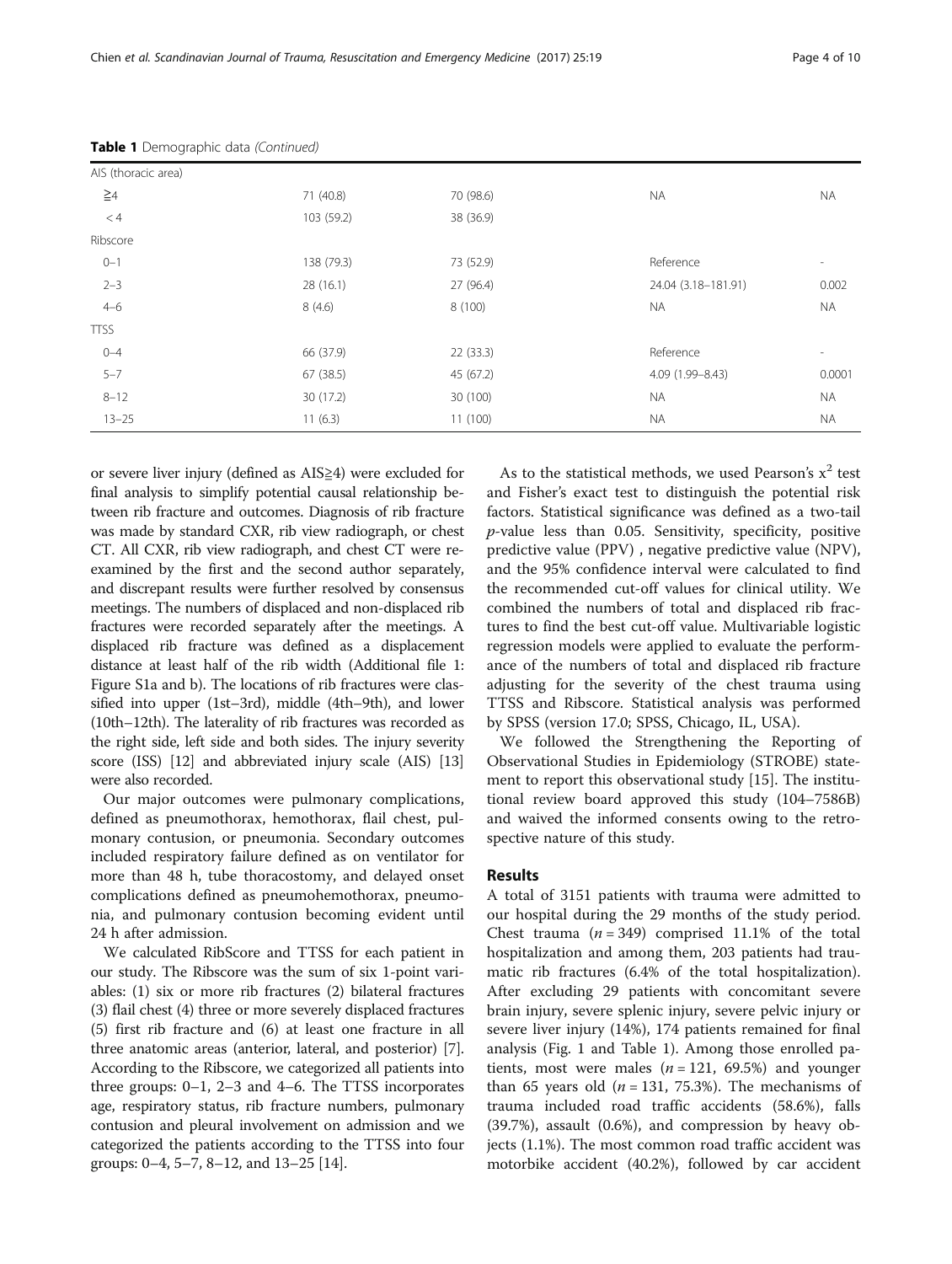**Table 1** Demographic data *(Continued)*

| | | | | |
|---|---|---|---|---|
| AIS (thoracic area) | | | | |
| ≧4 | 71 (40.8) | 70 (98.6) | NA | NA |
| < 4 | 103 (59.2) | 38 (36.9) | | |
| Ribscore | | | | |
| 0–1 | 138 (79.3) | 73 (52.9) | Reference | - |
| 2–3 | 28 (16.1) | 27 (96.4) | 24.04 (3.18–181.91) | 0.002 |
| 4–6 | 8 (4.6) | 8 (100) | NA | NA |
| TTSS | | | | |
| 0–4 | 66 (37.9) | 22 (33.3) | Reference | - |
| 5–7 | 67 (38.5) | 45 (67.2) | 4.09 (1.99–8.43) | 0.0001 |
| 8–12 | 30 (17.2) | 30 (100) | NA | NA |
| 13–25 | 11 (6.3) | 11 (100) | NA | NA |

or severe liver injury (defined as AIS≧4) were excluded for final analysis to simplify potential causal relationship between rib fracture and outcomes. Diagnosis of rib fracture was made by standard CXR, rib view radiograph, or chest CT. All CXR, rib view radiograph, and chest CT were reexamined by the first and the second author separately, and discrepant results were further resolved by consensus meetings. The numbers of displaced and non-displaced rib fractures were recorded separately after the meetings. A displaced rib fracture was defined as a displacement distance at least half of the rib width (Additional file 1: Figure S1a and b). The locations of rib fractures were classified into upper (1st–3rd), middle (4th–9th), and lower (10th–12th). The laterality of rib fractures was recorded as the right side, left side and both sides. The injury severity score (ISS) [12] and abbreviated injury scale (AIS) [13] were also recorded.

Our major outcomes were pulmonary complications, defined as pneumothorax, hemothorax, flail chest, pulmonary contusion, or pneumonia. Secondary outcomes included respiratory failure defined as on ventilator for more than 48 h, tube thoracostomy, and delayed onset complications defined as pneumohemothorax, pneumonia, and pulmonary contusion becoming evident until 24 h after admission.

We calculated RibScore and TTSS for each patient in our study. The Ribscore was the sum of six 1-point variables: (1) six or more rib fractures (2) bilateral fractures (3) flail chest (4) three or more severely displaced fractures (5) first rib fracture and (6) at least one fracture in all three anatomic areas (anterior, lateral, and posterior) [7]. According to the Ribscore, we categorized all patients into three groups: 0–1, 2–3 and 4–6. The TTSS incorporates age, respiratory status, rib fracture numbers, pulmonary contusion and pleural involvement on admission and we categorized the patients according to the TTSS into four groups: 0–4, 5–7, 8–12, and 13–25 [14].

As to the statistical methods, we used Pearson's $x^2$ test and Fisher's exact test to distinguish the potential risk factors. Statistical significance was defined as a two-tail $p$-value less than 0.05. Sensitivity, specificity, positive predictive value (PPV) , negative predictive value (NPV), and the 95% confidence interval were calculated to find the recommended cut-off values for clinical utility. We combined the numbers of total and displaced rib fractures to find the best cut-off value. Multivariable logistic regression models were applied to evaluate the performance of the numbers of total and displaced rib fracture adjusting for the severity of the chest trauma using TTSS and Ribscore. Statistical analysis was performed by SPSS (version 17.0; SPSS, Chicago, IL, USA).

We followed the Strengthening the Reporting of Observational Studies in Epidemiology (STROBE) statement to report this observational study [15]. The institutional review board approved this study (104–7586B) and waived the informed consents owing to the retrospective nature of this study.

## Results

A total of 3151 patients with trauma were admitted to our hospital during the 29 months of the study period. Chest trauma ($n$ = 349) comprised 11.1% of the total hospitalization and among them, 203 patients had traumatic rib fractures (6.4% of the total hospitalization). After excluding 29 patients with concomitant severe brain injury, severe splenic injury, severe pelvic injury or severe liver injury (14%), 174 patients remained for final analysis (Fig. 1 and Table 1). Among those enrolled patients, most were males ($n$ = 121, 69.5%) and younger than 65 years old ($n$ = 131, 75.3%). The mechanisms of trauma included road traffic accidents (58.6%), falls (39.7%), assault (0.6%), and compression by heavy objects (1.1%). The most common road traffic accident was motorbike accident (40.2%), followed by car accident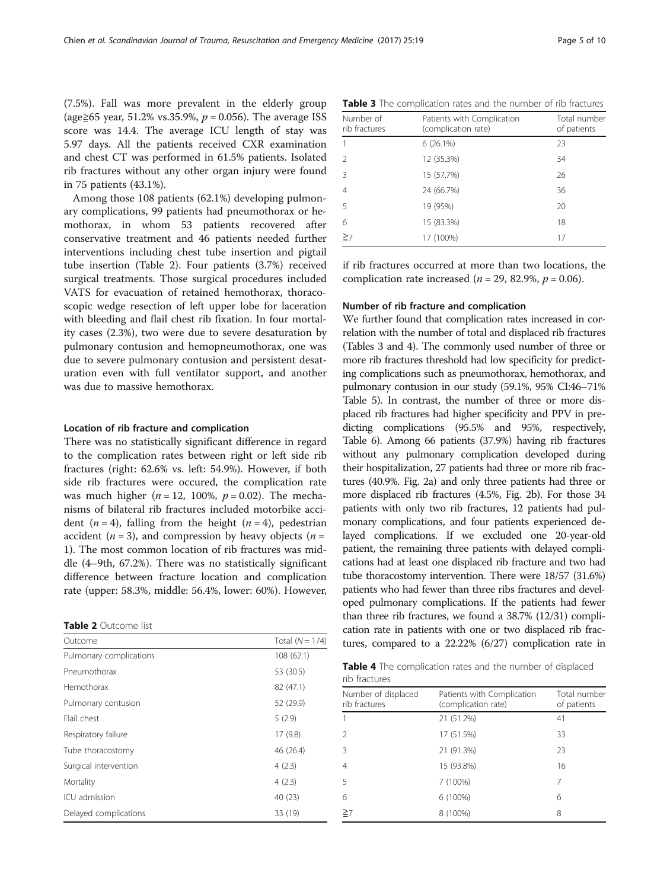(7.5%). Fall was more prevalent in the elderly group (age≧65 year, 51.2% vs.35.9%, $p = 0.056$). The average ISS score was 14.4. The average ICU length of stay was 5.97 days. All the patients received CXR examination and chest CT was performed in 61.5% patients. Isolated rib fractures without any other organ injury were found in 75 patients (43.1%).

Among those 108 patients (62.1%) developing pulmonary complications, 99 patients had pneumothorax or hemothorax, in whom 53 patients recovered after conservative treatment and 46 patients needed further interventions including chest tube insertion and pigtail tube insertion (Table 2). Four patients (3.7%) received surgical treatments. Those surgical procedures included VATS for evacuation of retained hemothorax, thoracoscopic wedge resection of left upper lobe for laceration with bleeding and flail chest rib fixation. In four mortality cases (2.3%), two were due to severe desaturation by pulmonary contusion and hemopneumothorax, one was due to severe pulmonary contusion and persistent desaturation even with full ventilator support, and another was due to massive hemothorax.

### Location of rib fracture and complication

There was no statistically significant difference in regard to the complication rates between right or left side rib fractures (right: 62.6% vs. left: 54.9%). However, if both side rib fractures were occured, the complication rate was much higher ($n = 12$, 100%, $p = 0.02$). The mechanisms of bilateral rib fractures included motorbike accident ($n = 4$), falling from the height ($n = 4$), pedestrian accident ($n = 3$), and compression by heavy objects ($n = 1$). The most common location of rib fractures was middle (4–9th, 67.2%). There was no statistically significant difference between fracture location and complication rate (upper: 58.3%, middle: 56.4%, lower: 60%). However, if rib fractures occurred at more than two locations, the complication rate increased ($n = 29$, 82.9%, $p = 0.06$).

**Table 2** Outcome list

| Outcome | Total ($N = 174$) |
|---|---|
| Pulmonary complications | 108 (62.1) |
| Pneumothorax | 53 (30.5) |
| Hemothorax | 82 (47.1) |
| Pulmonary contusion | 52 (29.9) |
| Flail chest | 5 (2.9) |
| Respiratory failure | 17 (9.8) |
| Tube thoracostomy | 46 (26.4) |
| Surgical intervention | 4 (2.3) |
| Mortality | 4 (2.3) |
| ICU admission | 40 (23) |
| Delayed complications | 33 (19) |

**Table 3** The complication rates and the number of rib fractures

| Number of rib fractures | Patients with Complication (complication rate) | Total number of patients |
|---|---|---|
| 1 | 6 (26.1%) | 23 |
| 2 | 12 (35.3%) | 34 |
| 3 | 15 (57.7%) | 26 |
| 4 | 24 (66.7%) | 36 |
| 5 | 19 (95%) | 20 |
| 6 | 15 (83.3%) | 18 |
| ≧7 | 17 (100%) | 17 |

### Number of rib fracture and complication

We further found that complication rates increased in correlation with the number of total and displaced rib fractures (Tables 3 and 4). The commonly used number of three or more rib fractures threshold had low specificity for predicting complications such as pneumothorax, hemothorax, and pulmonary contusion in our study (59.1%, 95% CI:46–71% Table 5). In contrast, the number of three or more displaced rib fractures had higher specificity and PPV in predicting complications (95.5% and 95%, respectively, Table 6). Among 66 patients (37.9%) having rib fractures without any pulmonary complication developed during their hospitalization, 27 patients had three or more rib fractures (40.9%. Fig. 2a) and only three patients had three or more displaced rib fractures (4.5%, Fig. 2b). For those 34 patients with only two rib fractures, 12 patients had pulmonary complications, and four patients experienced delayed complications. If we excluded one 20-year-old patient, the remaining three patients with delayed complications had at least one displaced rib fracture and two had tube thoracostomy intervention. There were 18/57 (31.6%) patients who had fewer than three ribs fractures and developed pulmonary complications. If the patients had fewer than three rib fractures, we found a 38.7% (12/31) complication rate in patients with one or two displaced rib fractures, compared to a 22.22% (6/27) complication rate in

**Table 4** The complication rates and the number of displaced rib fractures

| Number of displaced rib fractures | Patients with Complication (complication rate) | Total number of patients |
|---|---|---|
| 1 | 21 (51.2%) | 41 |
| 2 | 17 (51.5%) | 33 |
| 3 | 21 (91.3%) | 23 |
| 4 | 15 (93.8%) | 16 |
| 5 | 7 (100%) | 7 |
| 6 | 6 (100%) | 6 |
| ≧7 | 8 (100%) | 8 |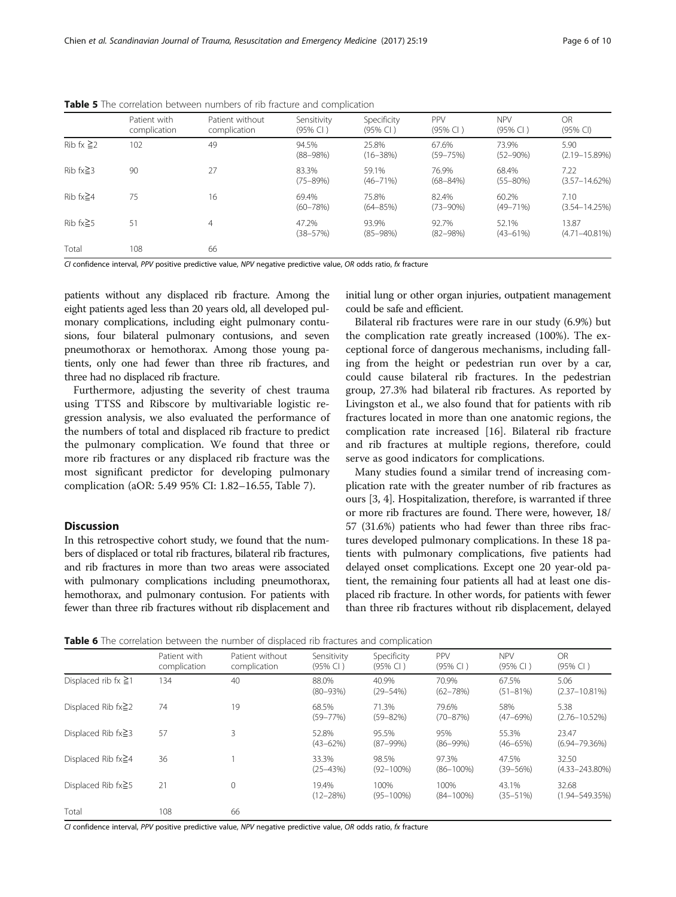**Table 5** The correlation between numbers of rib fracture and complication

| | Patient with complication | Patient without complication | Sensitivity (95% CI ) | Specificity (95% CI ) | PPV (95% CI ) | NPV (95% CI ) | OR (95% CI) |
|---|---|---|---|---|---|---|---|
| Rib fx ≧2 | 102 | 49 | 94.5% (88–98%) | 25.8% (16–38%) | 67.6% (59–75%) | 73.9% (52–90%) | 5.90 (2.19–15.89%) |
| Rib fx≧3 | 90 | 27 | 83.3% (75–89%) | 59.1% (46–71%) | 76.9% (68–84%) | 68.4% (55–80%) | 7.22 (3.57–14.62%) |
| Rib fx≧4 | 75 | 16 | 69.4% (60–78%) | 75.8% (64–85%) | 82.4% (73–90%) | 60.2% (49–71%) | 7.10 (3.54–14.25%) |
| Rib fx≧5 | 51 | 4 | 47.2% (38–57%) | 93.9% (85–98%) | 92.7% (82–98%) | 52.1% (43–61%) | 13.87 (4.71–40.81%) |
| Total | 108 | 66 | | | | | |

*CI* confidence interval, *PPV* positive predictive value, *NPV* negative predictive value, *OR* odds ratio, *fx* fracture

patients without any displaced rib fracture. Among the eight patients aged less than 20 years old, all developed pulmonary complications, including eight pulmonary contusions, four bilateral pulmonary contusions, and seven pneumothorax or hemothorax. Among those young patients, only one had fewer than three rib fractures, and three had no displaced rib fracture.

Furthermore, adjusting the severity of chest trauma using TTSS and Ribscore by multivariable logistic regression analysis, we also evaluated the performance of the numbers of total and displaced rib fracture to predict the pulmonary complication. We found that three or more rib fractures or any displaced rib fracture was the most significant predictor for developing pulmonary complication (aOR: 5.49 95% CI: 1.82–16.55, Table 7).

## Discussion

In this retrospective cohort study, we found that the numbers of displaced or total rib fractures, bilateral rib fractures, and rib fractures in more than two areas were associated with pulmonary complications including pneumothorax, hemothorax, and pulmonary contusion. For patients with fewer than three rib fractures without rib displacement and initial lung or other organ injuries, outpatient management could be safe and efficient.

Bilateral rib fractures were rare in our study (6.9%) but the complication rate greatly increased (100%). The exceptional force of dangerous mechanisms, including falling from the height or pedestrian run over by a car, could cause bilateral rib fractures. In the pedestrian group, 27.3% had bilateral rib fractures. As reported by Livingston et al., we also found that for patients with rib fractures located in more than one anatomic regions, the complication rate increased [16]. Bilateral rib fracture and rib fractures at multiple regions, therefore, could serve as good indicators for complications.

Many studies found a similar trend of increasing complication rate with the greater number of rib fractures as ours [3, 4]. Hospitalization, therefore, is warranted if three or more rib fractures are found. There were, however, 18/57 (31.6%) patients who had fewer than three ribs fractures developed pulmonary complications. In these 18 patients with pulmonary complications, five patients had delayed onset complications. Except one 20 year-old patient, the remaining four patients all had at least one displaced rib fracture. In other words, for patients with fewer than three rib fractures without rib displacement, delayed

**Table 6** The correlation between the number of displaced rib fractures and complication

| | Patient with complication | Patient without complication | Sensitivity (95% CI ) | Specificity (95% CI ) | PPV (95% CI ) | NPV (95% CI ) | OR (95% CI ) |
|---|---|---|---|---|---|---|---|
| Displaced rib fx ≧1 | 134 | 40 | 88.0% (80–93%) | 40.9% (29–54%) | 70.9% (62–78%) | 67.5% (51–81%) | 5.06 (2.37–10.81%) |
| Displaced Rib fx≧2 | 74 | 19 | 68.5% (59–77%) | 71.3% (59–82%) | 79.6% (70–87%) | 58% (47–69%) | 5.38 (2.76–10.52%) |
| Displaced Rib fx≧3 | 57 | 3 | 52.8% (43–62%) | 95.5% (87–99%) | 95% (86–99%) | 55.3% (46–65%) | 23.47 (6.94–79.36%) |
| Displaced Rib fx≧4 | 36 | 1 | 33.3% (25–43%) | 98.5% (92–100%) | 97.3% (86–100%) | 47.5% (39–56%) | 32.50 (4.33–243.80%) |
| Displaced Rib fx≧5 | 21 | 0 | 19.4% (12–28%) | 100% (95–100%) | 100% (84–100%) | 43.1% (35–51%) | 32.68 (1.94–549.35%) |
| Total | 108 | 66 | | | | | |

*CI* confidence interval, *PPV* positive predictive value, *NPV* negative predictive value, *OR* odds ratio, *fx* fracture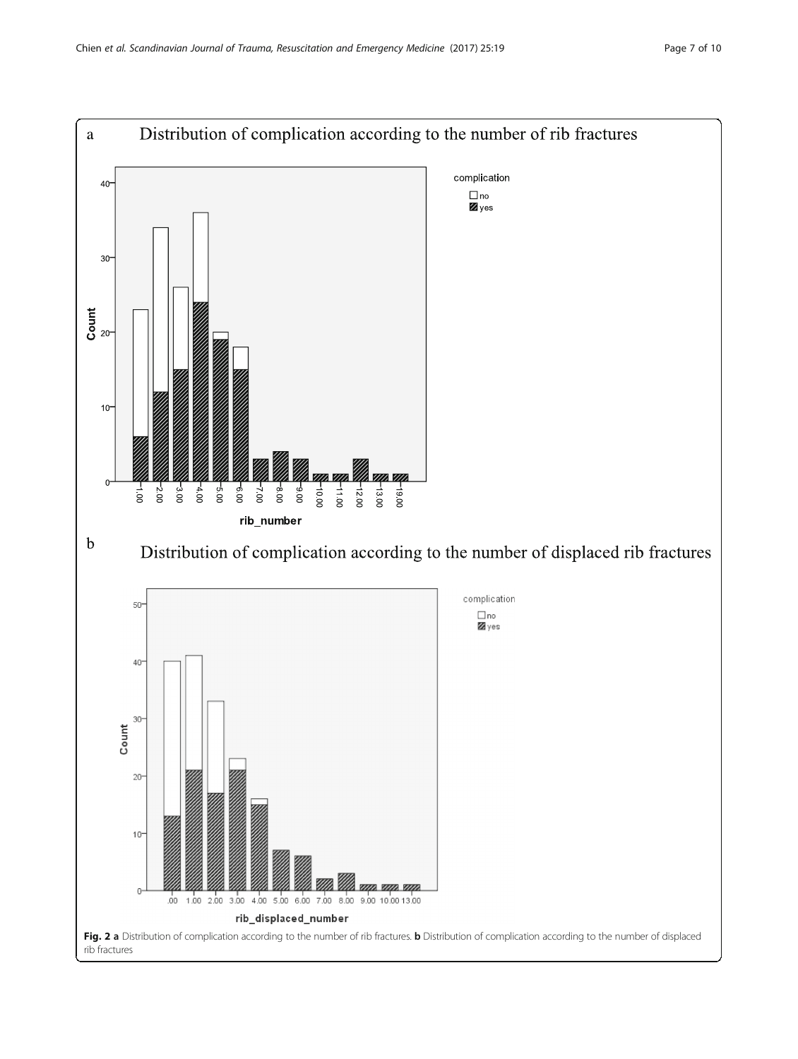Fig. 2 **a** Distribution of complication according to the number of rib fractures. **b** Distribution of complication according to the number of displaced rib fractures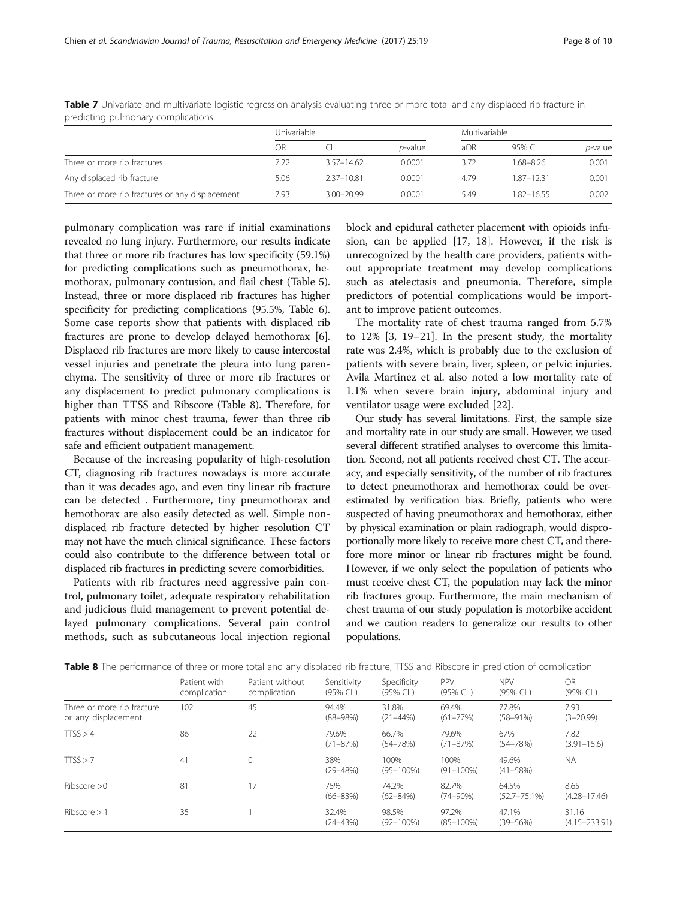**Table 7** Univariate and multivariate logistic regression analysis evaluating three or more total and any displaced rib fracture in predicting pulmonary complications

| | Univariable | | | Multivariable | | |
|---|---|---|---|---|---|---|
| | OR | CI | *p*-value | aOR | 95% CI | *p*-value |
| Three or more rib fractures | 7.22 | 3.57–14.62 | 0.0001 | 3.72 | 1.68–8.26 | 0.001 |
| Any displaced rib fracture | 5.06 | 2.37–10.81 | 0.0001 | 4.79 | 1.87–12.31 | 0.001 |
| Three or more rib fractures or any displacement | 7.93 | 3.00–20.99 | 0.0001 | 5.49 | 1.82–16.55 | 0.002 |

pulmonary complication was rare if initial examinations revealed no lung injury. Furthermore, our results indicate that three or more rib fractures has low specificity (59.1%) for predicting complications such as pneumothorax, hemothorax, pulmonary contusion, and flail chest (Table 5). Instead, three or more displaced rib fractures has higher specificity for predicting complications (95.5%, Table 6). Some case reports show that patients with displaced rib fractures are prone to develop delayed hemothorax [6]. Displaced rib fractures are more likely to cause intercostal vessel injuries and penetrate the pleura into lung parenchyma. The sensitivity of three or more rib fractures or any displacement to predict pulmonary complications is higher than TTSS and Ribscore (Table 8). Therefore, for patients with minor chest trauma, fewer than three rib fractures without displacement could be an indicator for safe and efficient outpatient management.

Because of the increasing popularity of high-resolution CT, diagnosing rib fractures nowadays is more accurate than it was decades ago, and even tiny linear rib fracture can be detected . Furthermore, tiny pneumothorax and hemothorax are also easily detected as well. Simple non-displaced rib fracture detected by higher resolution CT may not have the much clinical significance. These factors could also contribute to the difference between total or displaced rib fractures in predicting severe comorbidities.

Patients with rib fractures need aggressive pain control, pulmonary toilet, adequate respiratory rehabilitation and judicious fluid management to prevent potential delayed pulmonary complications. Several pain control methods, such as subcutaneous local injection regional block and epidural catheter placement with opioids infusion, can be applied [17, 18]. However, if the risk is unrecognized by the health care providers, patients without appropriate treatment may develop complications such as atelectasis and pneumonia. Therefore, simple predictors of potential complications would be important to improve patient outcomes.

The mortality rate of chest trauma ranged from 5.7% to 12% [3, 19–21]. In the present study, the mortality rate was 2.4%, which is probably due to the exclusion of patients with severe brain, liver, spleen, or pelvic injuries. Avila Martinez et al. also noted a low mortality rate of 1.1% when severe brain injury, abdominal injury and ventilator usage were excluded [22].

Our study has several limitations. First, the sample size and mortality rate in our study are small. However, we used several different stratified analyses to overcome this limitation. Second, not all patients received chest CT. The accuracy, and especially sensitivity, of the number of rib fractures to detect pneumothorax and hemothorax could be overestimated by verification bias. Briefly, patients who were suspected of having pneumothorax and hemothorax, either by physical examination or plain radiograph, would disproportionally more likely to receive more chest CT, and therefore more minor or linear rib fractures might be found. However, if we only select the population of patients who must receive chest CT, the population may lack the minor rib fractures group. Furthermore, the main mechanism of chest trauma of our study population is motorbike accident and we caution readers to generalize our results to other populations.

**Table 8** The performance of three or more total and any displaced rib fracture, TTSS and Ribscore in prediction of complication

| | Patient with complication | Patient without complication | Sensitivity (95% CI ) | Specificity (95% CI ) | PPV (95% CI ) | NPV (95% CI ) | OR (95% CI ) |
|---|---|---|---|---|---|---|---|
| Three or more rib fracture or any displacement | 102 | 45 | 94.4% (88–98%) | 31.8% (21–44%) | 69.4% (61–77%) | 77.8% (58–91%) | 7.93 (3–20.99) |
| TTSS > 4 | 86 | 22 | 79.6% (71–87%) | 66.7% (54–78%) | 79.6% (71–87%) | 67% (54–78%) | 7.82 (3.91–15.6) |
| TTSS > 7 | 41 | 0 | 38% (29–48%) | 100% (95–100%) | 100% (91–100%) | 49.6% (41–58%) | NA |
| Ribscore >0 | 81 | 17 | 75% (66–83%) | 74.2% (62–84%) | 82.7% (74–90%) | 64.5% (52.7–75.1%) | 8.65 (4.28–17.46) |
| Ribscore > 1 | 35 | 1 | 32.4% (24–43%) | 98.5% (92–100%) | 97.2% (85–100%) | 47.1% (39–56%) | 31.16 (4.15–233.91) |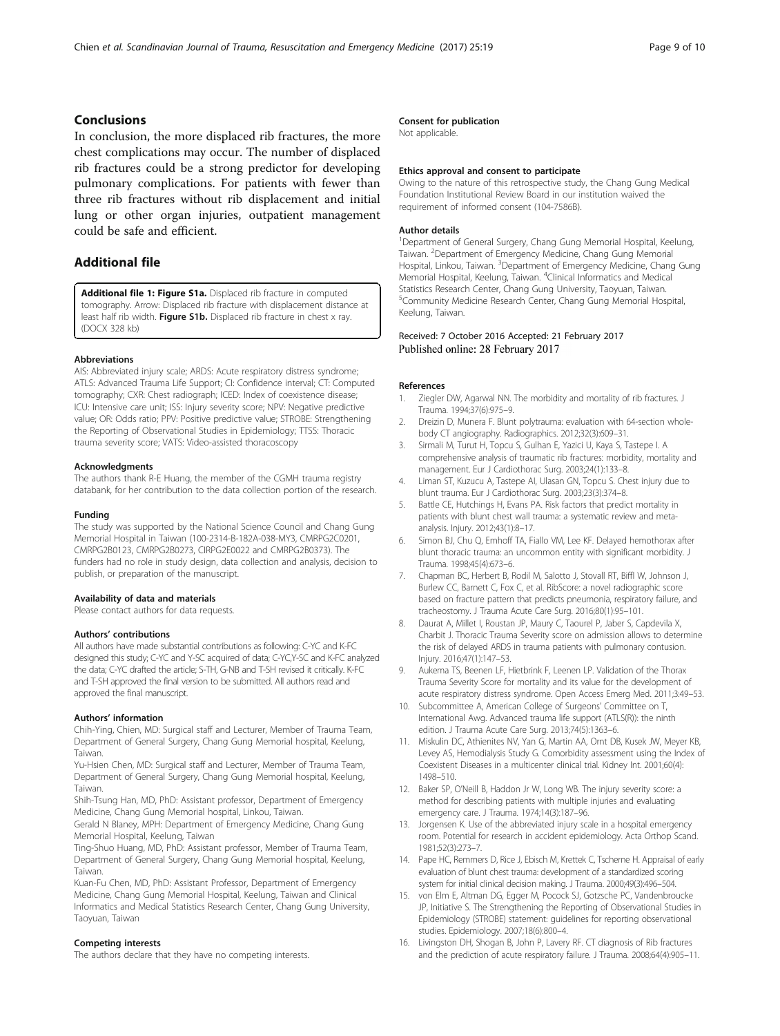## Conclusions

In conclusion, the more displaced rib fractures, the more chest complications may occur. The number of displaced rib fractures could be a strong predictor for developing pulmonary complications. For patients with fewer than three rib fractures without rib displacement and initial lung or other organ injuries, outpatient management could be safe and efficient.

## Additional file

**Additional file 1: Figure S1a.** Displaced rib fracture in computed tomography. Arrow: Displaced rib fracture with displacement distance at least half rib width. **Figure S1b.** Displaced rib fracture in chest x ray. (DOCX 328 kb)

#### Abbreviations

AIS: Abbreviated injury scale; ARDS: Acute respiratory distress syndrome; ATLS: Advanced Trauma Life Support; CI: Confidence interval; CT: Computed tomography; CXR: Chest radiograph; ICED: Index of coexistence disease; ICU: Intensive care unit; ISS: Injury severity score; NPV: Negative predictive value; OR: Odds ratio; PPV: Positive predictive value; STROBE: Strengthening the Reporting of Observational Studies in Epidemiology; TTSS: Thoracic trauma severity score; VATS: Video-assisted thoracoscopy

#### Acknowledgments

The authors thank R-E Huang, the member of the CGMH trauma registry databank, for her contribution to the data collection portion of the research.

#### Funding

The study was supported by the National Science Council and Chang Gung Memorial Hospital in Taiwan (100-2314-B-182A-038-MY3, CMRPG2C0201, CMRPG2B0123, CMRPG2B0273, CIRPG2E0022 and CMRPG2B0373). The funders had no role in study design, data collection and analysis, decision to publish, or preparation of the manuscript.

#### Availability of data and materials

Please contact authors for data requests.

#### Authors' contributions

All authors have made substantial contributions as following: C-YC and K-FC designed this study; C-YC and Y-SC acquired of data; C-YC,Y-SC and K-FC analyzed the data; C-YC drafted the article; S-TH, G-NB and T-SH revised it critically. K-FC and T-SH approved the final version to be submitted. All authors read and approved the final manuscript.

#### Authors' information

Chih-Ying, Chien, MD: Surgical staff and Lecturer, Member of Trauma Team, Department of General Surgery, Chang Gung Memorial hospital, Keelung, Taiwan.

Yu-Hsien Chen, MD: Surgical staff and Lecturer, Member of Trauma Team, Department of General Surgery, Chang Gung Memorial hospital, Keelung, Taiwan.

Shih-Tsung Han, MD, PhD: Assistant professor, Department of Emergency Medicine, Chang Gung Memorial hospital, Linkou, Taiwan.

Gerald N Blaney, MPH: Department of Emergency Medicine, Chang Gung Memorial Hospital, Keelung, Taiwan

Ting-Shuo Huang, MD, PhD: Assistant professor, Member of Trauma Team, Department of General Surgery, Chang Gung Memorial hospital, Keelung, Taiwan.

Kuan-Fu Chen, MD, PhD: Assistant Professor, Department of Emergency Medicine, Chang Gung Memorial Hospital, Keelung, Taiwan and Clinical Informatics and Medical Statistics Research Center, Chang Gung University, Taoyuan, Taiwan

#### Competing interests

The authors declare that they have no competing interests.

#### Consent for publication

Not applicable.

#### Ethics approval and consent to participate

Owing to the nature of this retrospective study, the Chang Gung Medical Foundation Institutional Review Board in our institution waived the requirement of informed consent (104-7586B).

#### Author details

[1]Department of General Surgery, Chang Gung Memorial Hospital, Keelung, Taiwan. [2]Department of Emergency Medicine, Chang Gung Memorial Hospital, Linkou, Taiwan. [3]Department of Emergency Medicine, Chang Gung Memorial Hospital, Keelung, Taiwan. [4]Clinical Informatics and Medical Statistics Research Center, Chang Gung University, Taoyuan, Taiwan. [5]Community Medicine Research Center, Chang Gung Memorial Hospital, Keelung, Taiwan.

Received: 7 October 2016 Accepted: 21 February 2017
Published online: 28 February 2017

#### References

1. Ziegler DW, Agarwal NN. The morbidity and mortality of rib fractures. J Trauma. 1994;37(6):975–9.
2. Dreizin D, Munera F. Blunt polytrauma: evaluation with 64-section whole-body CT angiography. Radiographics. 2012;32(3):609–31.
3. Sirmali M, Turut H, Topcu S, Gulhan E, Yazici U, Kaya S, Tastepe I. A comprehensive analysis of traumatic rib fractures: morbidity, mortality and management. Eur J Cardiothorac Surg. 2003;24(1):133–8.
4. Liman ST, Kuzucu A, Tastepe AI, Ulasan GN, Topcu S. Chest injury due to blunt trauma. Eur J Cardiothorac Surg. 2003;23(3):374–8.
5. Battle CE, Hutchings H, Evans PA. Risk factors that predict mortality in patients with blunt chest wall trauma: a systematic review and meta-analysis. Injury. 2012;43(1):8–17.
6. Simon BJ, Chu Q, Emhoff TA, Fiallo VM, Lee KF. Delayed hemothorax after blunt thoracic trauma: an uncommon entity with significant morbidity. J Trauma. 1998;45(4):673–6.
7. Chapman BC, Herbert B, Rodil M, Salotto J, Stovall RT, Biffl W, Johnson J, Burlew CC, Barnett C, Fox C, et al. RibScore: a novel radiographic score based on fracture pattern that predicts pneumonia, respiratory failure, and tracheostomy. J Trauma Acute Care Surg. 2016;80(1):95–101.
8. Daurat A, Millet I, Roustan JP, Maury C, Taourel P, Jaber S, Capdevila X, Charbit J. Thoracic Trauma Severity score on admission allows to determine the risk of delayed ARDS in trauma patients with pulmonary contusion. Injury. 2016;47(1):147–53.
9. Aukema TS, Beenen LF, Hietbrink F, Leenen LP. Validation of the Thorax Trauma Severity Score for mortality and its value for the development of acute respiratory distress syndrome. Open Access Emerg Med. 2011;3:49–53.
10. Subcommittee A, American College of Surgeons' Committee on T, International Awg. Advanced trauma life support (ATLS(R)): the ninth edition. J Trauma Acute Care Surg. 2013;74(5):1363–6.
11. Miskulin DC, Athienites NV, Yan G, Martin AA, Ornt DB, Kusek JW, Meyer KB, Levey AS, Hemodialysis Study G. Comorbidity assessment using the Index of Coexistent Diseases in a multicenter clinical trial. Kidney Int. 2001;60(4): 1498–510.
12. Baker SP, O'Neill B, Haddon Jr W, Long WB. The injury severity score: a method for describing patients with multiple injuries and evaluating emergency care. J Trauma. 1974;14(3):187–96.
13. Jorgensen K. Use of the abbreviated injury scale in a hospital emergency room. Potential for research in accident epidemiology. Acta Orthop Scand. 1981;52(3):273–7.
14. Pape HC, Remmers D, Rice J, Ebisch M, Krettek C, Tscherne H. Appraisal of early evaluation of blunt chest trauma: development of a standardized scoring system for initial clinical decision making. J Trauma. 2000;49(3):496–504.
15. von Elm E, Altman DG, Egger M, Pocock SJ, Gotzsche PC, Vandenbroucke JP, Initiative S. The Strengthening the Reporting of Observational Studies in Epidemiology (STROBE) statement: guidelines for reporting observational studies. Epidemiology. 2007;18(6):800–4.
16. Livingston DH, Shogan B, John P, Lavery RF. CT diagnosis of Rib fractures and the prediction of acute respiratory failure. J Trauma. 2008;64(4):905–11.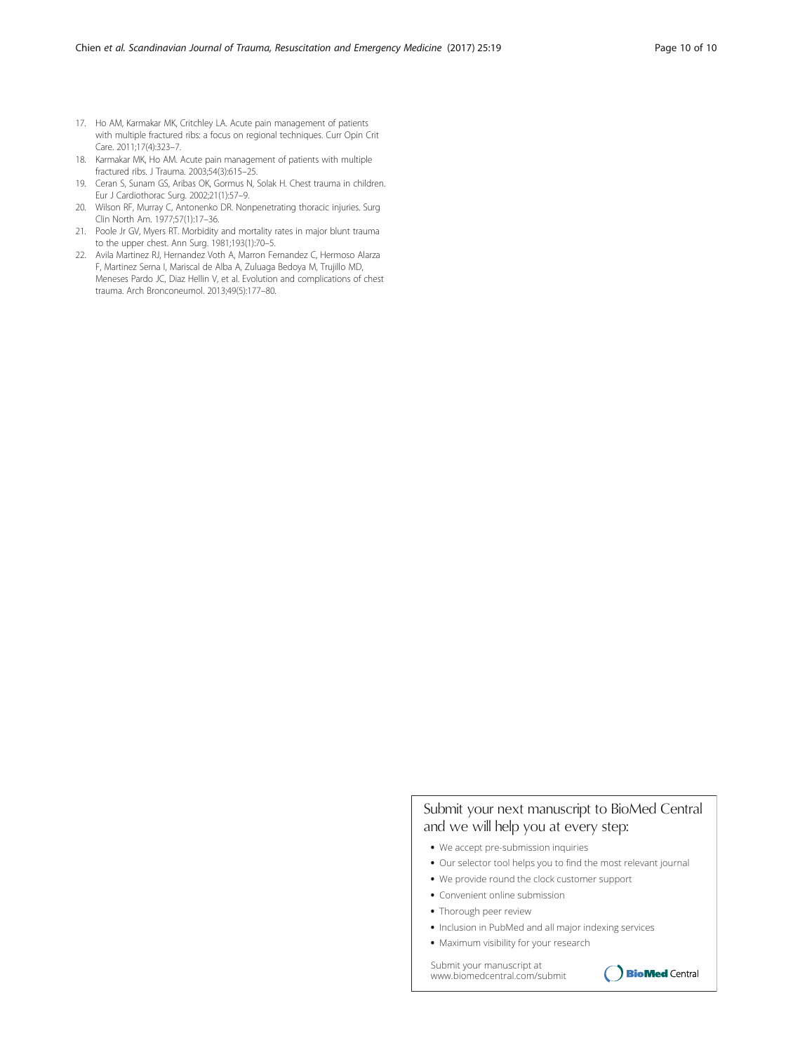17. Ho AM, Karmakar MK, Critchley LA. Acute pain management of patients with multiple fractured ribs: a focus on regional techniques. Curr Opin Crit Care. 2011;17(4):323–7.
18. Karmakar MK, Ho AM. Acute pain management of patients with multiple fractured ribs. J Trauma. 2003;54(3):615–25.
19. Ceran S, Sunam GS, Aribas OK, Gormus N, Solak H. Chest trauma in children. Eur J Cardiothorac Surg. 2002;21(1):57–9.
20. Wilson RF, Murray C, Antonenko DR. Nonpenetrating thoracic injuries. Surg Clin North Am. 1977;57(1):17–36.
21. Poole Jr GV, Myers RT. Morbidity and mortality rates in major blunt trauma to the upper chest. Ann Surg. 1981;193(1):70–5.
22. Avila Martinez RJ, Hernandez Voth A, Marron Fernandez C, Hermoso Alarza F, Martinez Serna I, Mariscal de Alba A, Zuluaga Bedoya M, Trujillo MD, Meneses Pardo JC, Diaz Hellin V, et al. Evolution and complications of chest trauma. Arch Bronconeumol. 2013;49(5):177–80.

Submit your next manuscript to BioMed Central and we will help you at every step:

- We accept pre-submission inquiries
- Our selector tool helps you to find the most relevant journal
- We provide round the clock customer support
- Convenient online submission
- Thorough peer review
- Inclusion in PubMed and all major indexing services
- Maximum visibility for your research

Submit your manuscript at www.biomedcentral.com/submit

BioMed Central